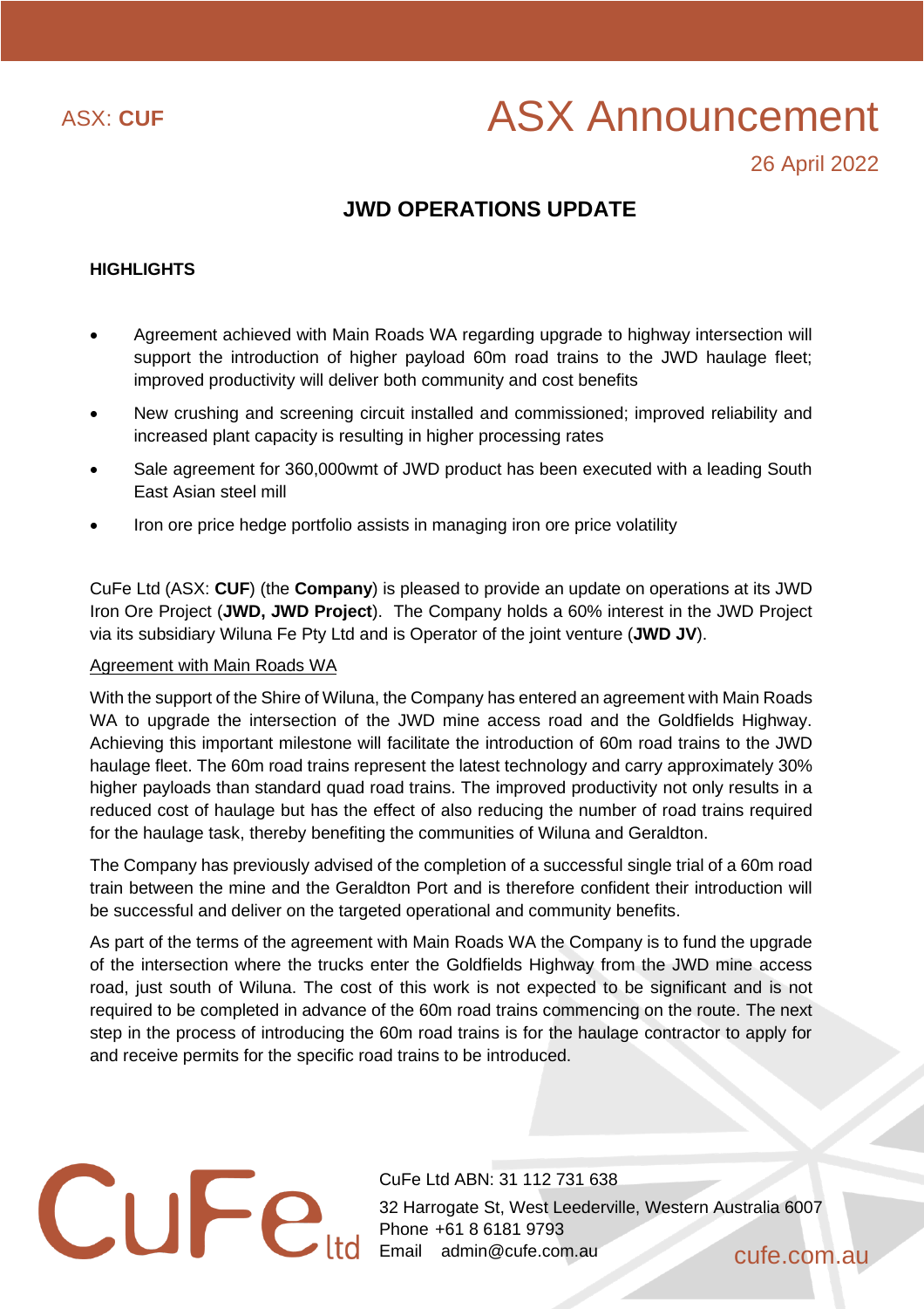ASX: **CUF**

# ASX Announcement

26 April 2022

## JWD OPERATIONS UPDATE

**HIGHLIGHTS**

- Agreement achieved with Main Roads WA regarding upgrade to highway intersection will support the introduction of higher payload 60m road trains to the JWD haulage fleet; improved productivity will deliver both community and cost benefits
- New crushing and screening circuit installed and commissioned; improved reliability and increased plant capacity is resulting in higher processing rates
- Sale agreement for 360,000wmt of JWD product has been executed with a leading South East Asian steel mill
- Iron ore price hedge portfolio assists in managing iron ore price volatility

CuFe Ltd (ASX: **CUF**) (the **Company**) is pleased to provide an update on operations at its JWD Iron Ore Project (**JWD, JWD Project**). The Company holds a 60% interest in the JWD Project via its subsidiary Wiluna Fe Pty Ltd and is Operator of the joint venture (**JWD JV**).

Agreement with Main Roads WA

With the support of the Shire of Wiluna, the Company has entered an agreement with Main Roads WA to upgrade the intersection of the JWD mine access road and the Goldfields Highway. Achieving this important milestone will facilitate the introduction of 60m road trains to the JWD haulage fleet. The 60m road trains represent the latest technology and carry approximately 30% higher payloads than standard quad road trains. The improved productivity not only results in a reduced cost of haulage but has the effect of also reducing the number of road trains required for the haulage task, thereby benefiting the communities of Wiluna and Geraldton.

The Company has previously advised of the completion of a successful single trial of a 60m road train between the mine and the Geraldton Port and is therefore confident their introduction will be successful and deliver on the targeted operational and community benefits.

As part of the terms of the agreement with Main Roads WA the Company is to fund the upgrade of the intersection where the trucks enter the Goldfields Highway from the JWD mine access road, just south of Wiluna. The cost of this work is not expected to be significant and is not required to be completed in advance of the 60m road trains commencing on the route. The next step in the process of introducing the 60m road trains is for the haulage contractor to apply for and receive permits for the specific road trains to be introduced.

CuFe Ltd ABN: 31 112 731 638
32 Harrogate St, West Leederville, Western Australia 6007
Phone +61 8 6181 9793
Email admin@cufe.com.au
cufe.com.au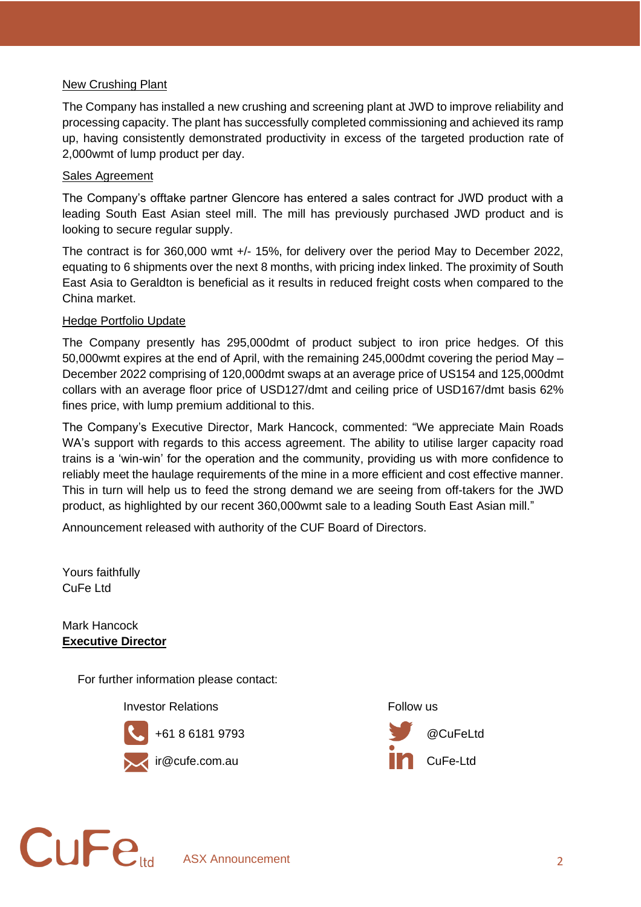New Crushing Plant

The Company has installed a new crushing and screening plant at JWD to improve reliability and processing capacity. The plant has successfully completed commissioning and achieved its ramp up, having consistently demonstrated productivity in excess of the targeted production rate of 2,000wmt of lump product per day.

Sales Agreement

The Company's offtake partner Glencore has entered a sales contract for JWD product with a leading South East Asian steel mill. The mill has previously purchased JWD product and is looking to secure regular supply.

The contract is for 360,000 wmt +/- 15%, for delivery over the period May to December 2022, equating to 6 shipments over the next 8 months, with pricing index linked. The proximity of South East Asia to Geraldton is beneficial as it results in reduced freight costs when compared to the China market.

Hedge Portfolio Update

The Company presently has 295,000dmt of product subject to iron price hedges. Of this 50,000wmt expires at the end of April, with the remaining 245,000dmt covering the period May – December 2022 comprising of 120,000dmt swaps at an average price of US154 and 125,000dmt collars with an average floor price of USD127/dmt and ceiling price of USD167/dmt basis 62% fines price, with lump premium additional to this.

The Company's Executive Director, Mark Hancock, commented: "We appreciate Main Roads WA's support with regards to this access agreement. The ability to utilise larger capacity road trains is a 'win-win' for the operation and the community, providing us with more confidence to reliably meet the haulage requirements of the mine in a more efficient and cost effective manner. This in turn will help us to feed the strong demand we are seeing from off-takers for the JWD product, as highlighted by our recent 360,000wmt sale to a leading South East Asian mill."

Announcement released with authority of the CUF Board of Directors.

Yours faithfully
CuFe Ltd

Mark Hancock
**Executive Director**

For further information please contact:

Investor Relations
+61 8 6181 9793
ir@cufe.com.au

Follow us
@CuFeLtd
CuFe-Ltd